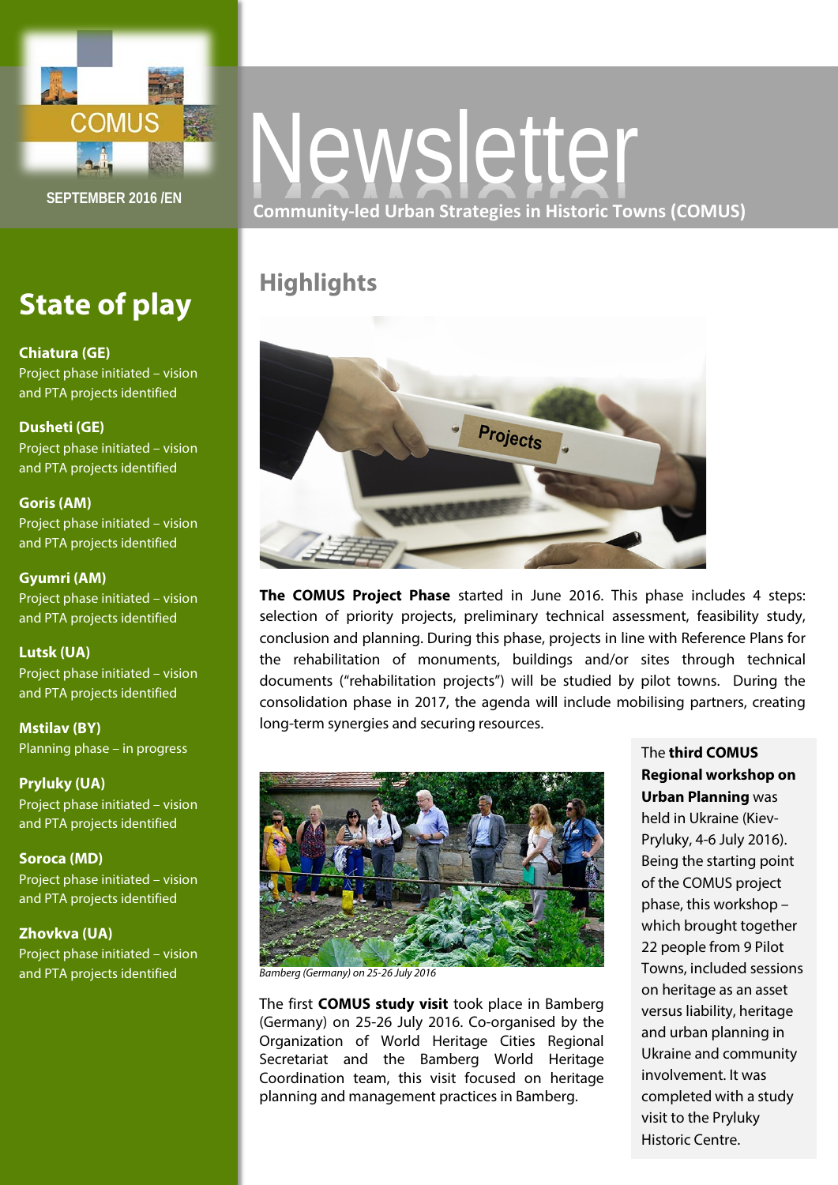COMUS

SEPTEMBER 2016 /EN

# Newsletter

**Community-led Urban Strategies in Historic Towns (COMUS)**

## State of play

**Chiatura (GE)**
Project phase initiated – vision and PTA projects identified

**Dusheti (GE)**
Project phase initiated – vision and PTA projects identified

**Goris (AM)**
Project phase initiated – vision and PTA projects identified

**Gyumri (AM)**
Project phase initiated – vision and PTA projects identified

**Lutsk (UA)**
Project phase initiated – vision and PTA projects identified

**Mstilav (BY)**
Planning phase – in progress

**Pryluky (UA)**
Project phase initiated – vision and PTA projects identified

**Soroca (MD)**
Project phase initiated – vision and PTA projects identified

**Zhovkva (UA)**
Project phase initiated – vision and PTA projects identified

## Highlights

**The COMUS Project Phase** started in June 2016. This phase includes 4 steps: selection of priority projects, preliminary technical assessment, feasibility study, conclusion and planning. During this phase, projects in line with Reference Plans for the rehabilitation of monuments, buildings and/or sites through technical documents ("rehabilitation projects") will be studied by pilot towns. During the consolidation phase in 2017, the agenda will include mobilising partners, creating long-term synergies and securing resources.

*Bamberg (Germany) on 25-26 July 2016*

The first **COMUS study visit** took place in Bamberg (Germany) on 25-26 July 2016. Co-organised by the Organization of World Heritage Cities Regional Secretariat and the Bamberg World Heritage Coordination team, this visit focused on heritage planning and management practices in Bamberg.

The **third COMUS Regional workshop on Urban Planning** was held in Ukraine (Kiev-Pryluky, 4-6 July 2016). Being the starting point of the COMUS project phase, this workshop – which brought together 22 people from 9 Pilot Towns, included sessions on heritage as an asset versus liability, heritage and urban planning in Ukraine and community involvement. It was completed with a study visit to the Pryluky Historic Centre.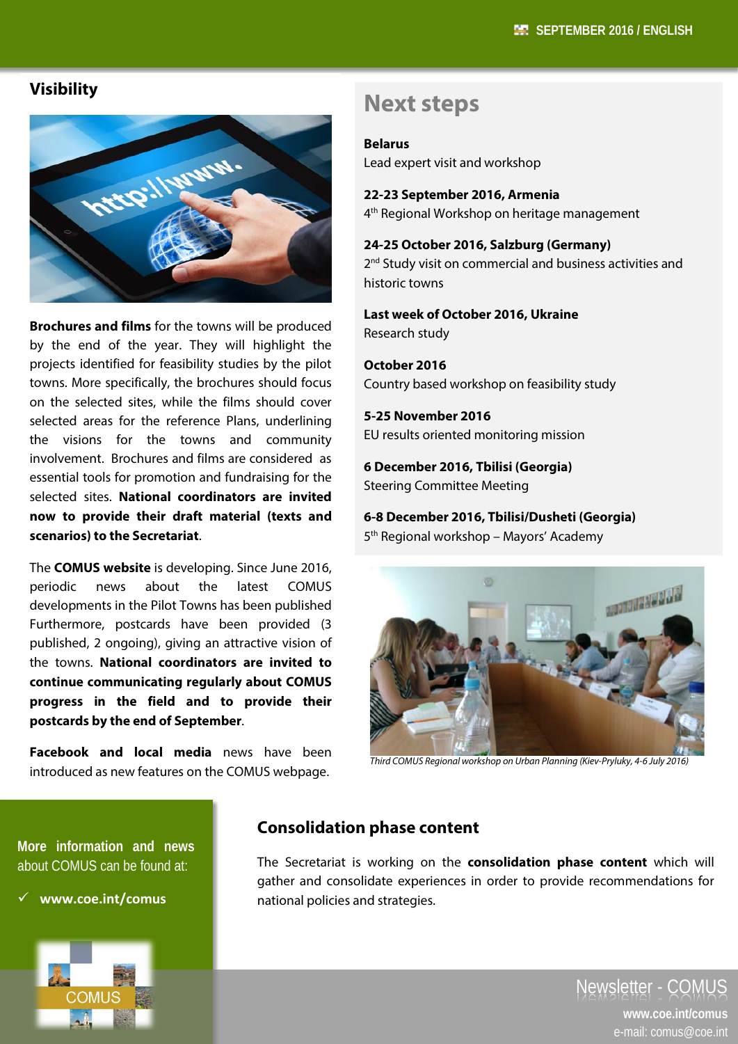## Visibility

**Brochures and films** for the towns will be produced by the end of the year. They will highlight the projects identified for feasibility studies by the pilot towns. More specifically, the brochures should focus on the selected sites, while the films should cover selected areas for the reference Plans, underlining the visions for the towns and community involvement. Brochures and films are considered as essential tools for promotion and fundraising for the selected sites. **National coordinators are invited now to provide their draft material (texts and scenarios) to the Secretariat**.

The **COMUS website** is developing. Since June 2016, periodic news about the latest COMUS developments in the Pilot Towns has been published Furthermore, postcards have been provided (3 published, 2 ongoing), giving an attractive vision of the towns. **National coordinators are invited to continue communicating regularly about COMUS progress in the field and to provide their postcards by the end of September**.

**Facebook and local media** news have been introduced as new features on the COMUS webpage.

## Next steps

**Belarus**
Lead expert visit and workshop

**22-23 September 2016, Armenia**
4th Regional Workshop on heritage management

**24-25 October 2016, Salzburg (Germany)**
2nd Study visit on commercial and business activities and historic towns

**Last week of October 2016, Ukraine**
Research study

**October 2016**
Country based workshop on feasibility study

**5-25 November 2016**
EU results oriented monitoring mission

**6 December 2016, Tbilisi (Georgia)**
Steering Committee Meeting

**6-8 December 2016, Tbilisi/Dusheti (Georgia)**
5th Regional workshop – Mayors' Academy

*Third COMUS Regional workshop on Urban Planning (Kiev-Pryluky, 4-6 July 2016)*

**More information and news** about COMUS can be found at:

- ✓ **www.coe.int/comus**

## Consolidation phase content

The Secretariat is working on the **consolidation phase content** which will gather and consolidate experiences in order to provide recommendations for national policies and strategies.

Newsletter - COMUS
**www.coe.int/comus**
e-mail: comus@coe.int